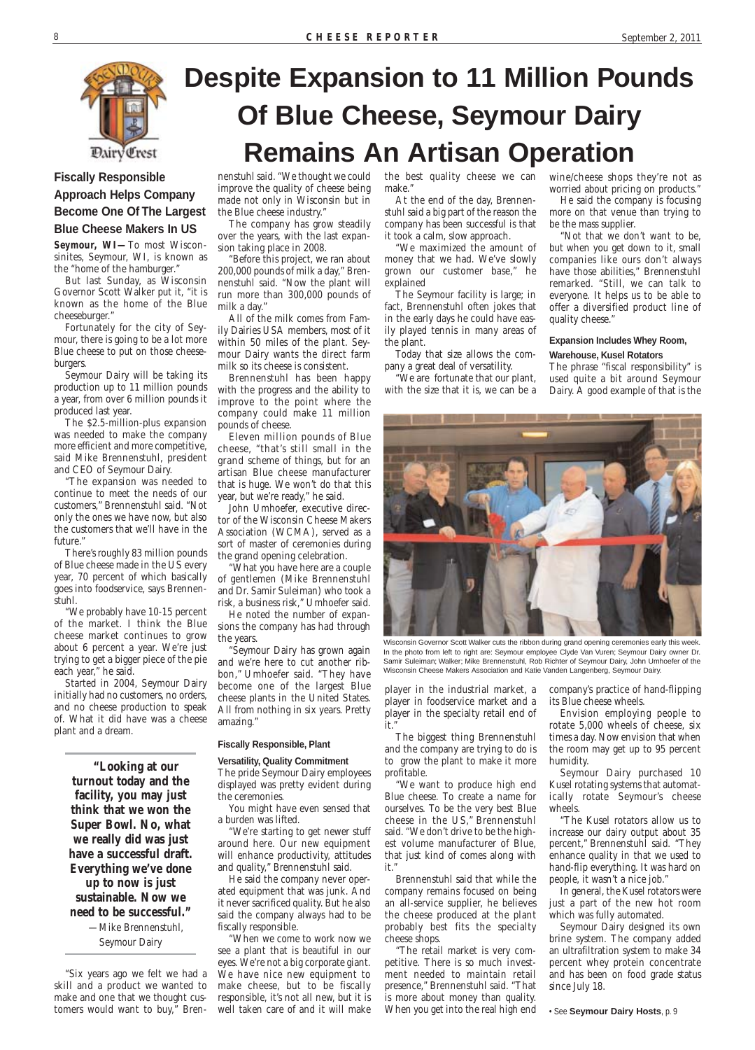# Despite Expansion to 11 Million Pounds Of Blue Cheese, Seymour Dairy Remains An Artisan Operation

## Fiscally Responsible Approach Helps Company Become One Of The Largest Blue Cheese Makers In US

**Seymour, WI—** To most Wisconsinites, Seymour, WI, is known as the "home of the hamburger."

But last Sunday, as Wisconsin Governor Scott Walker put it, "it is known as the home of the Blue cheeseburger."

Fortunately for the city of Seymour, there is going to be a lot more Blue cheese to put on those cheeseburgers.

Seymour Dairy will be taking its production up to 11 million pounds a year, from over 6 million pounds it produced last year.

The $2.5-million-plus expansion was needed to make the company more efficient and more competitive, said Mike Brennenstuhl, president and CEO of Seymour Dairy.

"The expansion was needed to continue to meet the needs of our customers," Brennenstuhl said. "Not only the ones we have now, but also the customers that we'll have in the future."

There's roughly 83 million pounds of Blue cheese made in the US every year, 70 percent of which basically goes into foodservice, says Brennenstuhl.

"We probably have 10-15 percent of the market. I think the Blue cheese market continues to grow about 6 percent a year. We're just trying to get a bigger piece of the pie each year," he said.

Started in 2004, Seymour Dairy initially had no customers, no orders, and no cheese production to speak of. What it did have was a cheese plant and a dream.

> **"Looking at our turnout today and the facility, you may just think that we won the Super Bowl. No, what we really did was just have a successful draft. Everything we've done up to now is just sustainable. Now we need to be successful."**
>
> —Mike Brennenstuhl, Seymour Dairy

"Six years ago we felt we had a skill and a product we wanted to make and one that we thought customers would want to buy," Brennenstuhl said. "We thought we could improve the quality of cheese being made not only in Wisconsin but in the Blue cheese industry."

The company has grow steadily over the years, with the last expansion taking place in 2008.

"Before this project, we ran about 200,000 pounds of milk a day," Brennenstuhl said. "Now the plant will run more than 300,000 pounds of milk a day."

All of the milk comes from Family Dairies USA members, most of it within 50 miles of the plant. Seymour Dairy wants the direct farm milk so its cheese is consistent.

Brennenstuhl has been happy with the progress and the ability to improve to the point where the company could make 11 million pounds of cheese.

Eleven million pounds of Blue cheese, "that's still small in the grand scheme of things, but for an artisan Blue cheese manufacturer that is huge. We won't do that this year, but we're ready," he said.

John Umhoefer, executive director of the Wisconsin Cheese Makers Association (WCMA), served as a sort of master of ceremonies during the grand opening celebration.

"What you have here are a couple of gentlemen (Mike Brennenstuhl and Dr. Samir Suleiman) who took a risk, a business risk," Umhoefer said.

He noted the number of expansions the company has had through the years.

"Seymour Dairy has grown again and we're here to cut another ribbon," Umhoefer said. "They have become one of the largest Blue cheese plants in the United States. All from nothing in six years. Pretty amazing."

#### Fiscally Responsible, Plant Versatility, Quality Commitment

The pride Seymour Dairy employees displayed was pretty evident during the ceremonies.

You might have even sensed that a burden was lifted.

"We're starting to get newer stuff around here. Our new equipment will enhance productivity, attitudes and quality," Brennenstuhl said.

He said the company never operated equipment that was junk. And it never sacrificed quality. But he also said the company always had to be fiscally responsible.

"When we come to work now we see a plant that is beautiful in our eyes. We're not a big corporate giant. We have nice new equipment to make cheese, but to be fiscally responsible, it's not all new, but it is well taken care of and it will make the best quality cheese we can make."

At the end of the day, Brennenstuhl said a big part of the reason the company has been successful is that it took a calm, slow approach.

"We maximized the amount of money that we had. We've slowly grown our customer base," he explained

The Seymour facility is large; in fact, Brennenstuhl often jokes that in the early days he could have easily played tennis in many areas of the plant.

Today that size allows the company a great deal of versatility.

"We are fortunate that our plant, with the size that it is, we can be a player in the industrial market, a player in foodservice market and a player in the specialty retail end of it."

The biggest thing Brennenstuhl and the company are trying to do is to grow the plant to make it more profitable.

"We want to produce high end Blue cheese. To create a name for ourselves. To be the very best Blue cheese in the US," Brennenstuhl said. "We don't drive to be the highest volume manufacturer of Blue, that just kind of comes along with it."

Brennenstuhl said that while the company remains focused on being an all-service supplier, he believes the cheese produced at the plant probably best fits the specialty cheese shops.

"The retail market is very competitive. There is so much investment needed to maintain retail presence," Brennenstuhl said. "That is more about money than quality. When you get into the real high end wine/cheese shops they're not as worried about pricing on products."

He said the company is focusing more on that venue than trying to be the mass supplier.

"Not that we don't want to be, but when you get down to it, small companies like ours don't always have those abilities," Brennenstuhl remarked. "Still, we can talk to everyone. It helps us to be able to offer a diversified product line of quality cheese."

#### Expansion Includes Whey Room, Warehouse, Kusel Rotators

The phrase "fiscal responsibility" is used quite a bit around Seymour Dairy. A good example of that is the company's practice of hand-flipping its Blue cheese wheels.

Wisconsin Governor Scott Walker cuts the ribbon during grand opening ceremonies early this week. In the photo from left to right are: Seymour employee Clyde Van Vuren; Seymour Dairy owner Dr. Samir Suleiman; Walker; Mike Brennenstuhl, Rob Richter of Seymour Dairy, John Umhoefer of the Wisconsin Cheese Makers Association and Katie Vanden Langenberg, Seymour Dairy.

Envision employing people to rotate 5,000 wheels of cheese, six times a day. Now envision that when the room may get up to 95 percent humidity.

Seymour Dairy purchased 10 Kusel rotating systems that automatically rotate Seymour's cheese wheels.

"The Kusel rotators allow us to increase our dairy output about 35 percent," Brennenstuhl said. "They enhance quality in that we used to hand-flip everything. It was hard on people, it wasn't a nice job."

In general, the Kusel rotators were just a part of the new hot room which was fully automated.

Seymour Dairy designed its own brine system. The company added an ultrafiltration system to make 34 percent whey protein concentrate and has been on food grade status since July 18.

• See **Seymour Dairy Hosts**, p. 9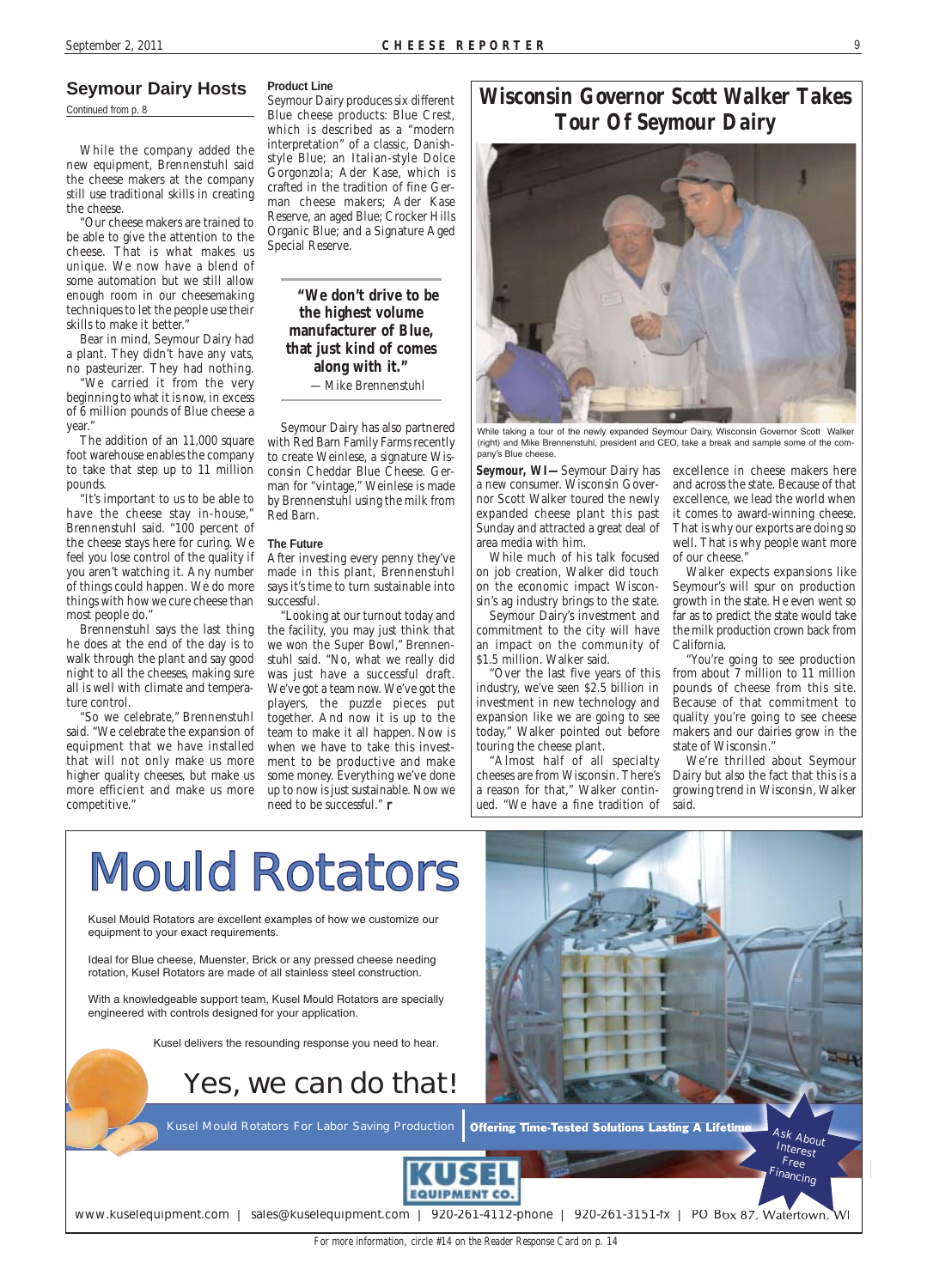## Seymour Dairy Hosts

Continued from p. 8

While the company added the new equipment, Brennenstuhl said the cheese makers at the company still use traditional skills in creating the cheese.

"Our cheese makers are trained to be able to give the attention to the cheese. That is what makes us unique. We now have a blend of some automation but we still allow enough room in our cheesemaking techniques to let the people use their skills to make it better."

Bear in mind, Seymour Dairy had a plant. They didn't have any vats, no pasteurizer. They had nothing.

"We carried it from the very beginning to what it is now, in excess of 6 million pounds of Blue cheese a year."

The addition of an 11,000 square foot warehouse enables the company to take that step up to 11 million pounds.

"It's important to us to be able to have the cheese stay in-house," Brennenstuhl said. "100 percent of the cheese stays here for curing. We feel you lose control of the quality if you aren't watching it. Any number of things could happen. We do more things with how we cure cheese than most people do."

Brennenstuhl says the last thing he does at the end of the day is to walk through the plant and say good night to all the cheeses, making sure all is well with climate and temperature control.

"So we celebrate," Brennenstuhl said. "We celebrate the expansion of equipment that we have installed that will not only make us more higher quality cheeses, but make us more efficient and make us more competitive."

### Product Line

Seymour Dairy produces six different Blue cheese products: Blue Crest, which is described as a "modern interpretation" of a classic, Danish-style Blue; an Italian-style Dolce Gorgonzola; Ader Kase, which is crafted in the tradition of fine German cheese makers; Ader Kase Reserve, an aged Blue; Crocker Hills Organic Blue; and a Signature Aged Special Reserve.

> **"We don't drive to be the highest volume manufacturer of Blue, that just kind of comes along with it."**
> — Mike Brennenstuhl

Seymour Dairy has also partnered with Red Barn Family Farms recently to create Weinlese, a signature Wisconsin Cheddar Blue Cheese. German for "vintage," Weinlese is made by Brennenstuhl using the milk from Red Barn.

### The Future

After investing every penny they've made in this plant, Brennenstuhl says it's time to turn sustainable into successful.

"Looking at our turnout today and the facility, you may just think that we won the Super Bowl," Brennenstuhl said. "No, what we really did was just have a successful draft. We've got a team now. We've got the players, the puzzle pieces put together. And now it is up to the team to make it all happen. Now is when we have to take this investment to be productive and make some money. Everything we've done up to now is just sustainable. Now we need to be successful."

## Wisconsin Governor Scott Walker Takes Tour Of Seymour Dairy

While taking a tour of the newly expanded Seymour Dairy, Wisconsin Governor Scott Walker (right) and Mike Brennenstuhl, president and CEO, take a break and sample some of the company's Blue cheese.

**Seymour, WI—** Seymour Dairy has a new consumer. Wisconsin Governor Scott Walker toured the newly expanded cheese plant this past Sunday and attracted a great deal of area media with him.

While much of his talk focused on job creation, Walker did touch on the economic impact Wisconsin's ag industry brings to the state.

Seymour Dairy's investment and commitment to the city will have an impact on the community of $1.5 million. Walker said.

"Over the last five years of this industry, we've seen $2.5 billion in investment in new technology and expansion like we are going to see today," Walker pointed out before touring the cheese plant.

"Almost half of all specialty cheeses are from Wisconsin. There's a reason for that," Walker continued. "We have a fine tradition of excellence in cheese makers here and across the state. Because of that excellence, we lead the world when it comes to award-winning cheese. That is why our exports are doing so well. That is why people want more of our cheese."

Walker expects expansions like Seymour's will spur on production growth in the state. He even went so far as to predict the state would take the milk production crown back from California.

"You're going to see production from about 7 million to 11 million pounds of cheese from this site. Because of that commitment to quality you're going to see cheese makers and our dairies grow in the state of Wisconsin."

We're thrilled about Seymour Dairy but also the fact that this is a growing trend in Wisconsin, Walker said.

# Mould Rotators

Kusel Mould Rotators are excellent examples of how we customize our equipment to your exact requirements.

Ideal for Blue cheese, Muenster, Brick or any pressed cheese needing rotation, Kusel Rotators are made of all stainless steel construction.

With a knowledgeable support team, Kusel Mould Rotators are specially engineered with controls designed for your application.

Kusel delivers the resounding response you need to hear.

Yes, we can do that!

Kusel Mould Rotators For Labor Saving Production | Offering Time-Tested Solutions Lasting A Lifetime

Ask About Interest Free Financing

KUSEL EQUIPMENT CO.

www.kuselequipment.com | sales@kuselequipment.com | 920-261-4112-phone | 920-261-3151-fx | PO Box 87, Watertown, WI

For more information, circle #14 on the Reader Response Card on p. 14